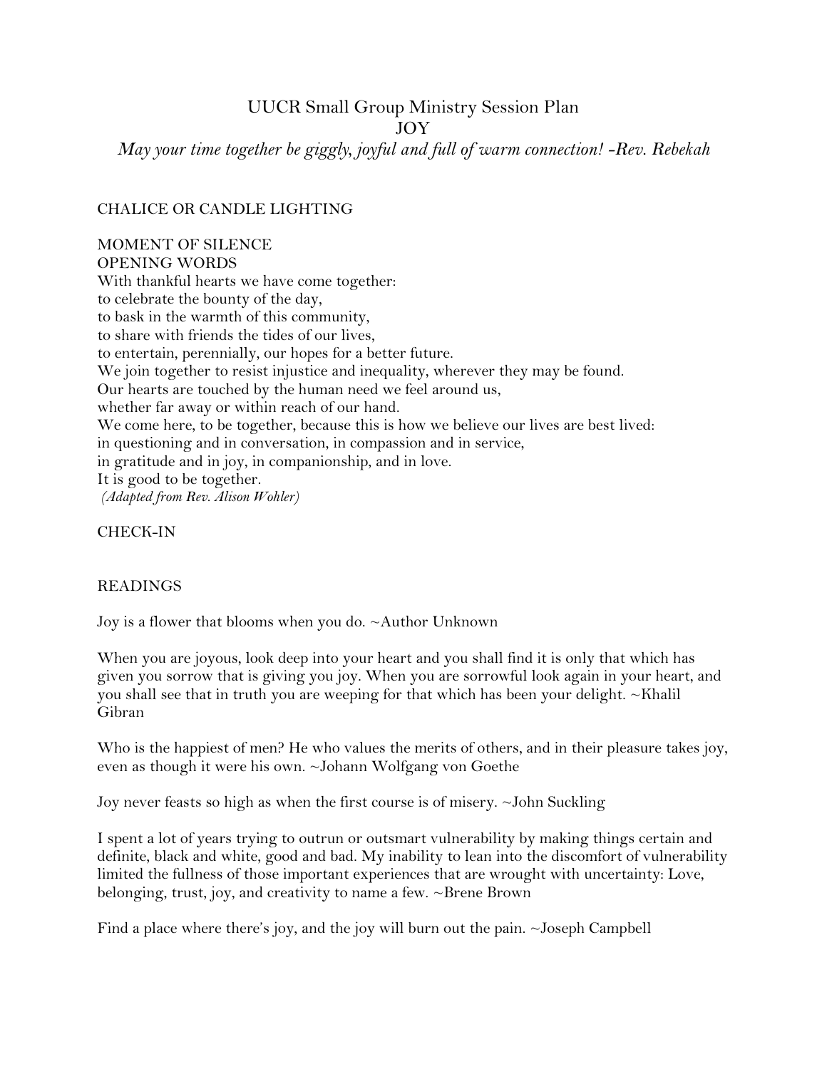# UUCR Small Group Ministry Session Plan

# JOY

*May your time together be giggly, joyful and full of warm connection! -Rev. Rebekah*

## CHALICE OR CANDLE LIGHTING

## MOMENT OF SILENCE

## OPENING WORDS

With thankful hearts we have come together:
to celebrate the bounty of the day,
to bask in the warmth of this community,
to share with friends the tides of our lives,
to entertain, perennially, our hopes for a better future.
We join together to resist injustice and inequality, wherever they may be found.
Our hearts are touched by the human need we feel around us,
whether far away or within reach of our hand.
We come here, to be together, because this is how we believe our lives are best lived:
in questioning and in conversation, in compassion and in service,
in gratitude and in joy, in companionship, and in love.
It is good to be together.
*(Adapted from Rev. Alison Wohler)*

## CHECK-IN

## READINGS

Joy is a flower that blooms when you do. ~Author Unknown

When you are joyous, look deep into your heart and you shall find it is only that which has given you sorrow that is giving you joy. When you are sorrowful look again in your heart, and you shall see that in truth you are weeping for that which has been your delight. ~Khalil Gibran

Who is the happiest of men? He who values the merits of others, and in their pleasure takes joy, even as though it were his own. ~Johann Wolfgang von Goethe

Joy never feasts so high as when the first course is of misery. ~John Suckling

I spent a lot of years trying to outrun or outsmart vulnerability by making things certain and definite, black and white, good and bad. My inability to lean into the discomfort of vulnerability limited the fullness of those important experiences that are wrought with uncertainty: Love, belonging, trust, joy, and creativity to name a few. ~Brene Brown

Find a place where there's joy, and the joy will burn out the pain. ~Joseph Campbell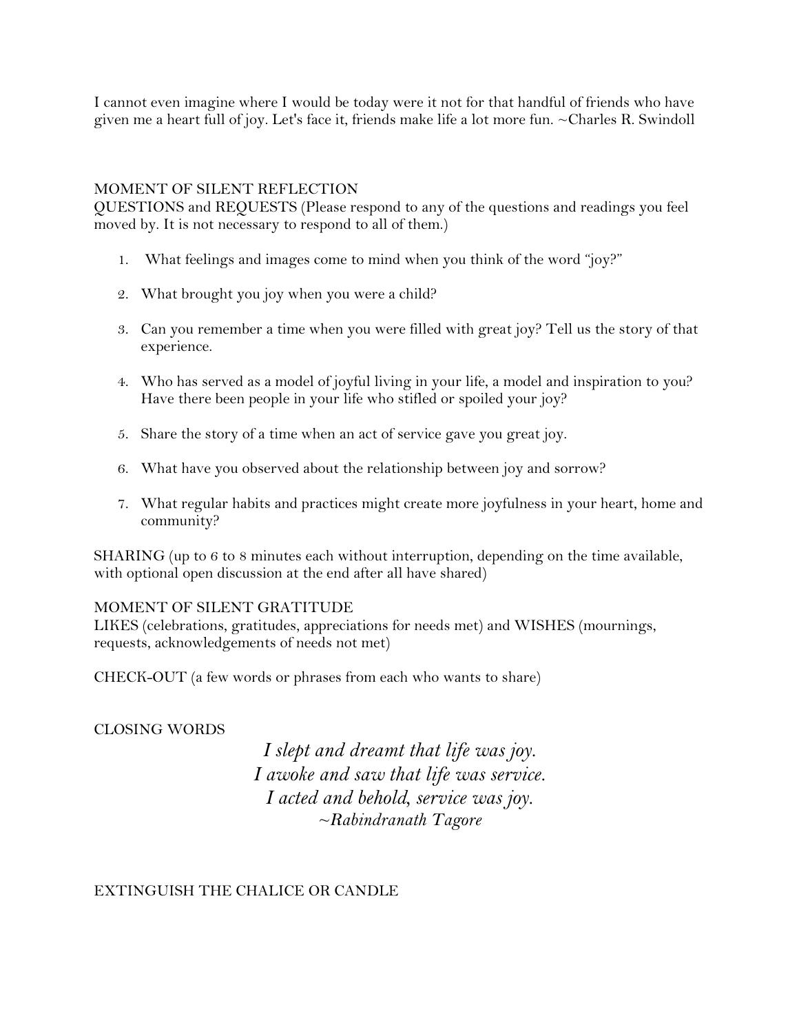I cannot even imagine where I would be today were it not for that handful of friends who have given me a heart full of joy. Let's face it, friends make life a lot more fun. ~Charles R. Swindoll

MOMENT OF SILENT REFLECTION

QUESTIONS and REQUESTS (Please respond to any of the questions and readings you feel moved by. It is not necessary to respond to all of them.)

1. What feelings and images come to mind when you think of the word "joy?"

2. What brought you joy when you were a child?

3. Can you remember a time when you were filled with great joy? Tell us the story of that experience.

4. Who has served as a model of joyful living in your life, a model and inspiration to you? Have there been people in your life who stifled or spoiled your joy?

5. Share the story of a time when an act of service gave you great joy.

6. What have you observed about the relationship between joy and sorrow?

7. What regular habits and practices might create more joyfulness in your heart, home and community?

SHARING (up to 6 to 8 minutes each without interruption, depending on the time available, with optional open discussion at the end after all have shared)

MOMENT OF SILENT GRATITUDE

LIKES (celebrations, gratitudes, appreciations for needs met) and WISHES (mournings, requests, acknowledgements of needs not met)

CHECK-OUT (a few words or phrases from each who wants to share)

CLOSING WORDS

*I slept and dreamt that life was joy.*
*I awoke and saw that life was service.*
*I acted and behold, service was joy.*
*~Rabindranath Tagore*

EXTINGUISH THE CHALICE OR CANDLE